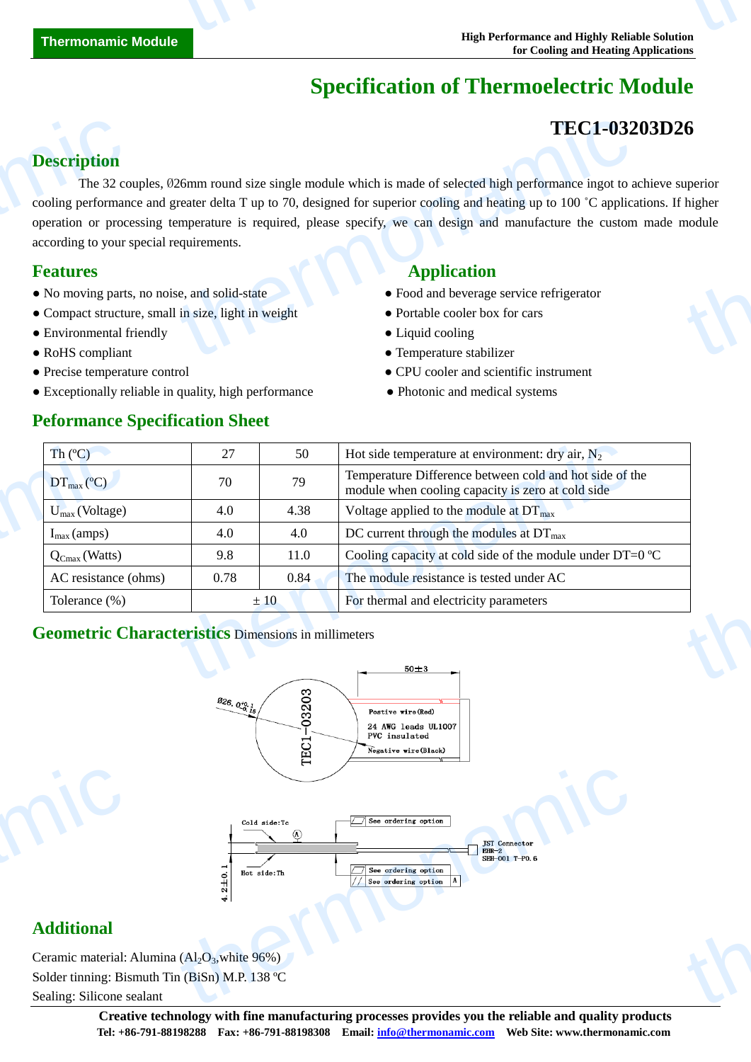# Specification of Thermoelectric Module

## TEC1-03203D26

## Description

The 32 couples, Ø26mm round size single module which is made of selected high performance ingot to achieve superior cooling performance and greater delta T up to 70, designed for superior cooling and heating up to 100 ˚C applications. If higher operation or processing temperature is required, please specify, we can design and manufacture the custom made module according to your special requirements.

## Features

- No moving parts, no noise, and solid-state
- Compact structure, small in size, light in weight
- Environmental friendly
- RoHS compliant
- Precise temperature control
- Exceptionally reliable in quality, high performance

## Application

- Food and beverage service refrigerator
- Portable cooler box for cars
- Liquid cooling
- Temperature stabilizer
- CPU cooler and scientific instrument
- Photonic and medical systems

## Peformance Specification Sheet

| Th (ºC) | 27 | 50 | Hot side temperature at environment: dry air, $N_2$ |
|---|---|---|---|
| $DT_{max}$ (ºC) | 70 | 79 | Temperature Difference between cold and hot side of the module when cooling capacity is zero at cold side |
| $U_{max}$ (Voltage) | 4.0 | 4.38 | Voltage applied to the module at $DT_{max}$ |
| $I_{max}$ (amps) | 4.0 | 4.0 | DC current through the modules at $DT_{max}$ |
| $Q_{Cmax}$ (Watts) | 9.8 | 11.0 | Cooling capacity at cold side of the module under DT=0 ºC |
| AC resistance (ohms) | 0.78 | 0.84 | The module resistance is tested under AC |
| Tolerance (%) | ± 10 | | For thermal and electricity parameters |

## Geometric Characteristics Dimensions in millimeters

Ø26. $0^{+0.1}_{-0.15}$

TEC1-03203

50±3

Postive wire(Red)

24 AWG leads UL1007 PVC insulated

Negative wire(Black)

Cold side:Tc

Hot side:Th

4.2±0.1

See ordering option

See ordering option

See ordering option

JST Connector EHR-2 SEH-001 T-P0.6

## Additional

Ceramic material: Alumina ($Al_2O_3$,white 96%)

Solder tinning: Bismuth Tin (BiSn) M.P. 138 ºC

Sealing: Silicone sealant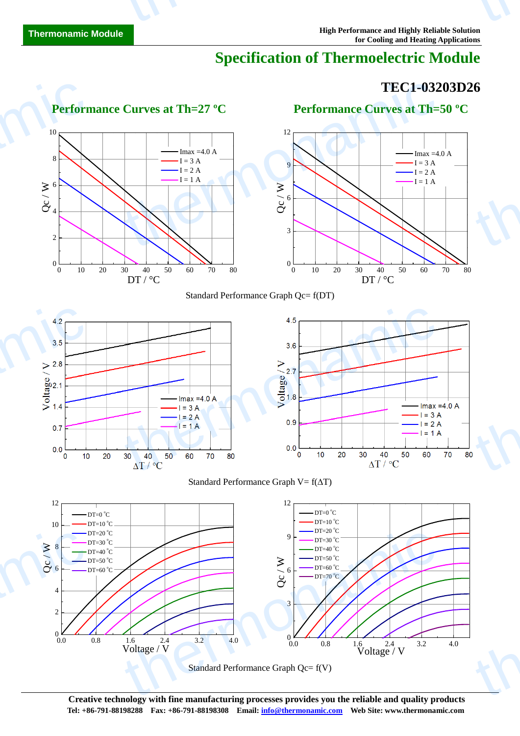# Specification of Thermoelectric Module

## TEC1-03203D26

### Performance Curves at Th=27 ºC

### Performance Curves at Th=50 ºC

Standard Performance Graph Qc= f(DT)

Standard Performance Graph V= f(ΔT)

Standard Performance Graph Qc= f(V)

**Creative technology with fine manufacturing processes provides you the reliable and quality products**

**Tel: +86-791-88198288 Fax: +86-791-88198308 Email: info@thermonamic.com Web Site: www.thermonamic.com**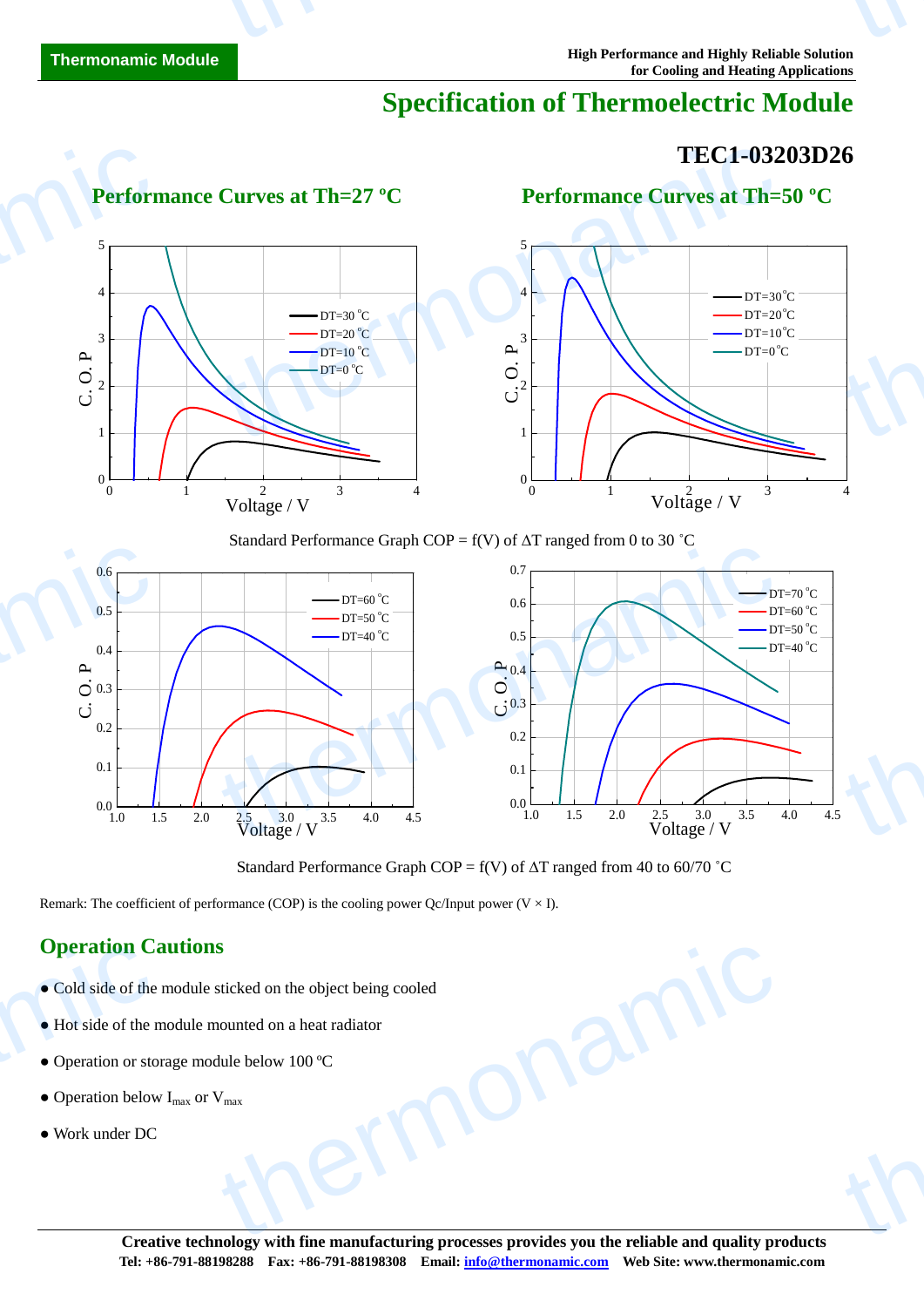# Specification of Thermoelectric Module

## TEC1-03203D26

### Performance Curves at Th=27 ºC

C. O. P

Voltage / V

DT=30 °C
DT=20 °C
DT=10 °C
DT=0 °C

0 1 2 3 4

0 1 2 3 4 5

### Performance Curves at Th=50 ºC

C. O. P

Voltage / V

DT=30°C
DT=20°C
DT=10°C
DT=0°C

0 1 2 3 4

0 1 2 3 4 5

Standard Performance Graph COP = f(V) of ΔT ranged from 0 to 30 ˚C

C. O. P

Voltage / V

DT=60 °C
DT=50 °C
DT=40 °C

1.0 1.5 2.0 2.5 3.0 3.5 4.0 4.5

0.0 0.1 0.2 0.3 0.4 0.5 0.6

C. O. P

Voltage / V

DT=70 °C
DT=60 °C
DT=50 °C
DT=40 °C

1.0 1.5 2.0 2.5 3.0 3.5 4.0 4.5

0.0 0.1 0.2 0.3 0.4 0.5 0.6 0.7

Standard Performance Graph COP = f(V) of ΔT ranged from 40 to 60/70 ˚C

Remark: The coefficient of performance (COP) is the cooling power Qc/Input power (V × I).

## Operation Cautions

- Cold side of the module sticked on the object being cooled
- Hot side of the module mounted on a heat radiator
- Operation or storage module below 100 ºC
- Operation below $I_{max}$ or $V_{max}$
- Work under DC

**Creative technology with fine manufacturing processes provides you the reliable and quality products**
**Tel: +86-791-88198288 Fax: +86-791-88198308 Email: info@thermonamic.com Web Site: www.thermonamic.com**